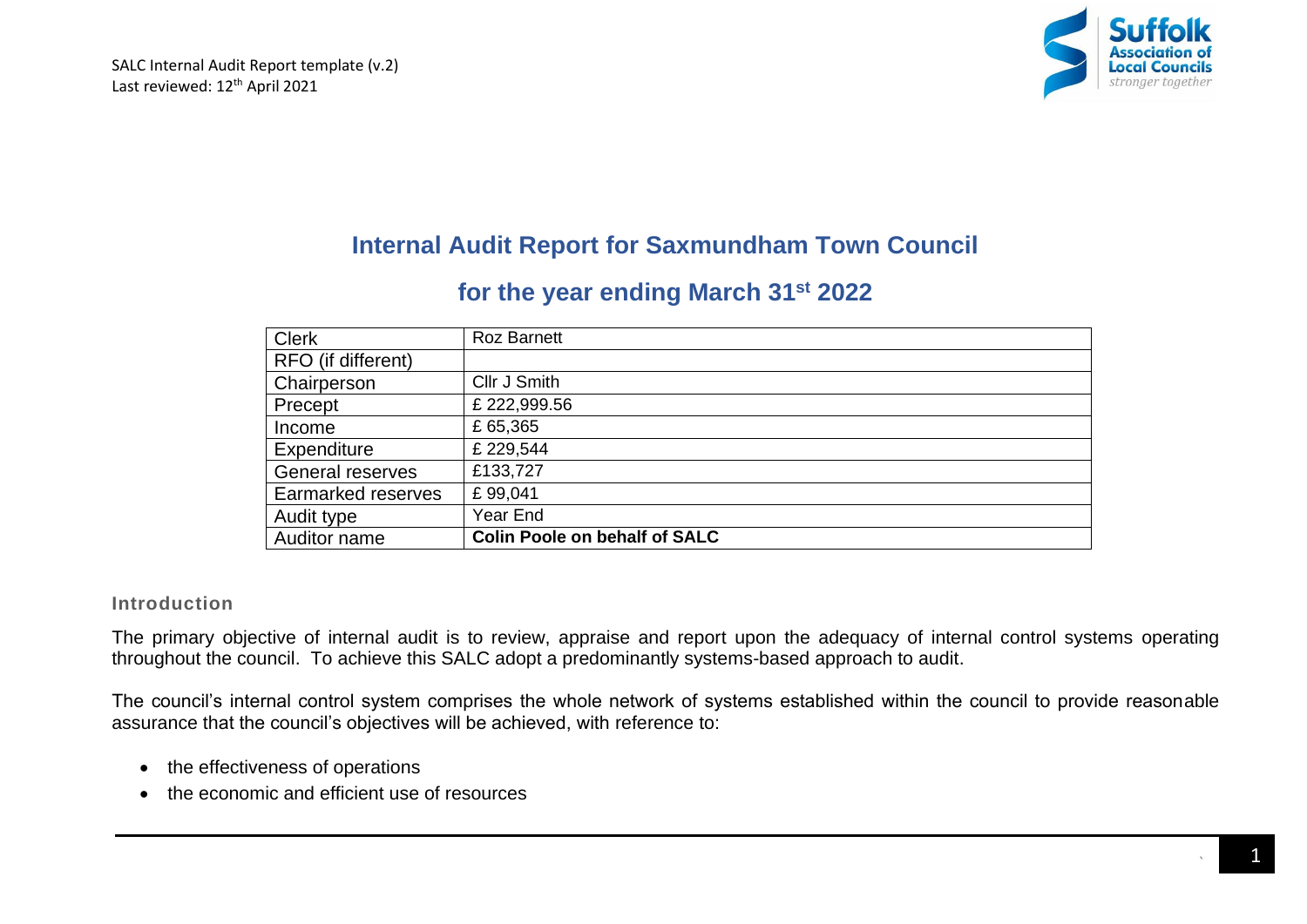SALC Internal Audit Report template (v.2)
Last reviewed: 12th April 2021

# Internal Audit Report for Saxmundham Town Council

## for the year ending March 31st 2022

| Clerk | Roz Barnett |
|---|---|
| RFO (if different) | |
| Chairperson | Cllr J Smith |
| Precept | £ 222,999.56 |
| Income | £ 65,365 |
| Expenditure | £ 229,544 |
| General reserves | £133,727 |
| Earmarked reserves | £ 99,041 |
| Audit type | Year End |
| Auditor name | **Colin Poole on behalf of SALC** |

### Introduction

The primary objective of internal audit is to review, appraise and report upon the adequacy of internal control systems operating throughout the council. To achieve this SALC adopt a predominantly systems-based approach to audit.

The council's internal control system comprises the whole network of systems established within the council to provide reasonable assurance that the council's objectives will be achieved, with reference to:

- the effectiveness of operations
- the economic and efficient use of resources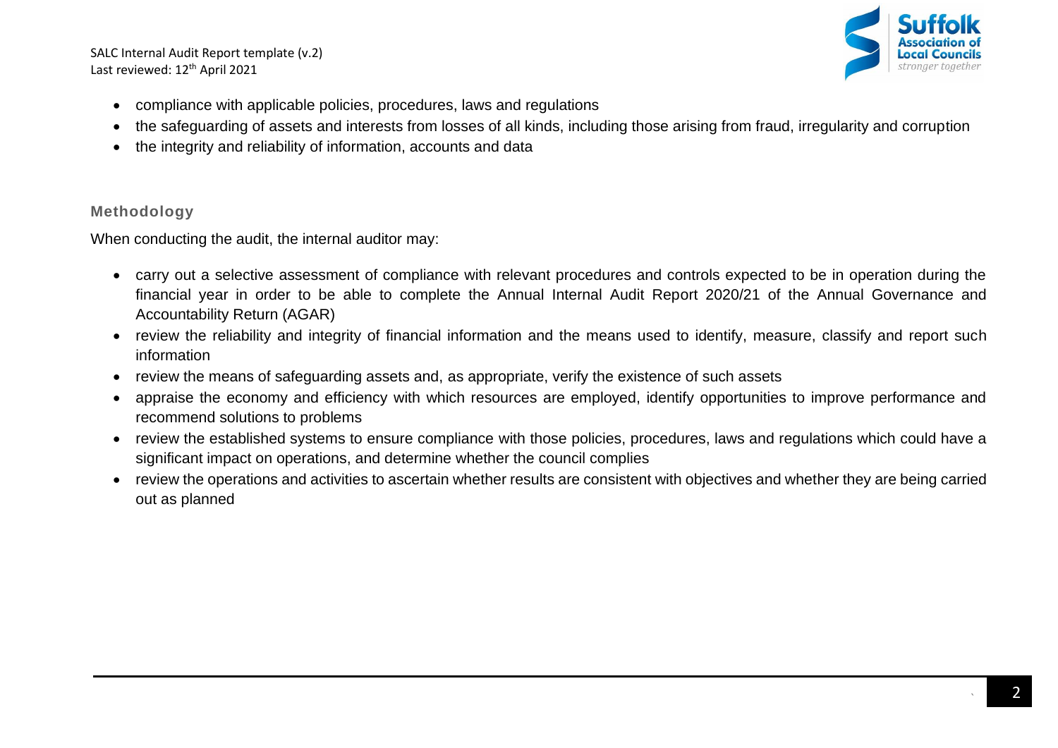- compliance with applicable policies, procedures, laws and regulations
- the safeguarding of assets and interests from losses of all kinds, including those arising from fraud, irregularity and corruption
- the integrity and reliability of information, accounts and data

### Methodology

When conducting the audit, the internal auditor may:

- carry out a selective assessment of compliance with relevant procedures and controls expected to be in operation during the financial year in order to be able to complete the Annual Internal Audit Report 2020/21 of the Annual Governance and Accountability Return (AGAR)
- review the reliability and integrity of financial information and the means used to identify, measure, classify and report such information
- review the means of safeguarding assets and, as appropriate, verify the existence of such assets
- appraise the economy and efficiency with which resources are employed, identify opportunities to improve performance and recommend solutions to problems
- review the established systems to ensure compliance with those policies, procedures, laws and regulations which could have a significant impact on operations, and determine whether the council complies
- review the operations and activities to ascertain whether results are consistent with objectives and whether they are being carried out as planned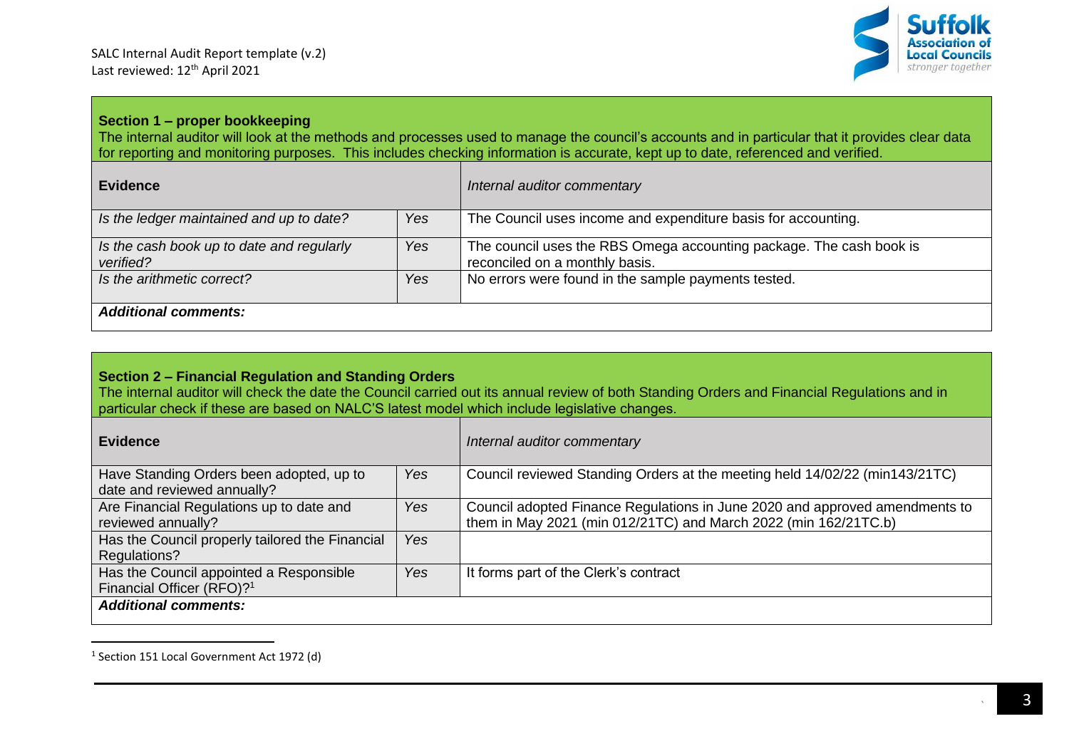### Section 1 – proper bookkeeping

The internal auditor will look at the methods and processes used to manage the council's accounts and in particular that it provides clear data for reporting and monitoring purposes. This includes checking information is accurate, kept up to date, referenced and verified.

| **Evidence** | | *Internal auditor commentary* |
|---|---|---|
| *Is the ledger maintained and up to date?* | *Yes* | The Council uses income and expenditure basis for accounting. |
| *Is the cash book up to date and regularly verified?* | *Yes* | The council uses the RBS Omega accounting package. The cash book is reconciled on a monthly basis. |
| *Is the arithmetic correct?* | *Yes* | No errors were found in the sample payments tested. |
| ***Additional comments:*** | | |

### Section 2 – Financial Regulation and Standing Orders

The internal auditor will check the date the Council carried out its annual review of both Standing Orders and Financial Regulations and in particular check if these are based on NALC'S latest model which include legislative changes.

| **Evidence** | | *Internal auditor commentary* |
|---|---|---|
| Have Standing Orders been adopted, up to date and reviewed annually? | *Yes* | Council reviewed Standing Orders at the meeting held 14/02/22 (min143/21TC) |
| Are Financial Regulations up to date and reviewed annually? | *Yes* | Council adopted Finance Regulations in June 2020 and approved amendments to them in May 2021 (min 012/21TC) and March 2022 (min 162/21TC.b) |
| Has the Council properly tailored the Financial Regulations? | *Yes* | |
| Has the Council appointed a Responsible Financial Officer (RFO)?[1] | *Yes* | It forms part of the Clerk's contract |
| ***Additional comments:*** | | |

[1] Section 151 Local Government Act 1972 (d)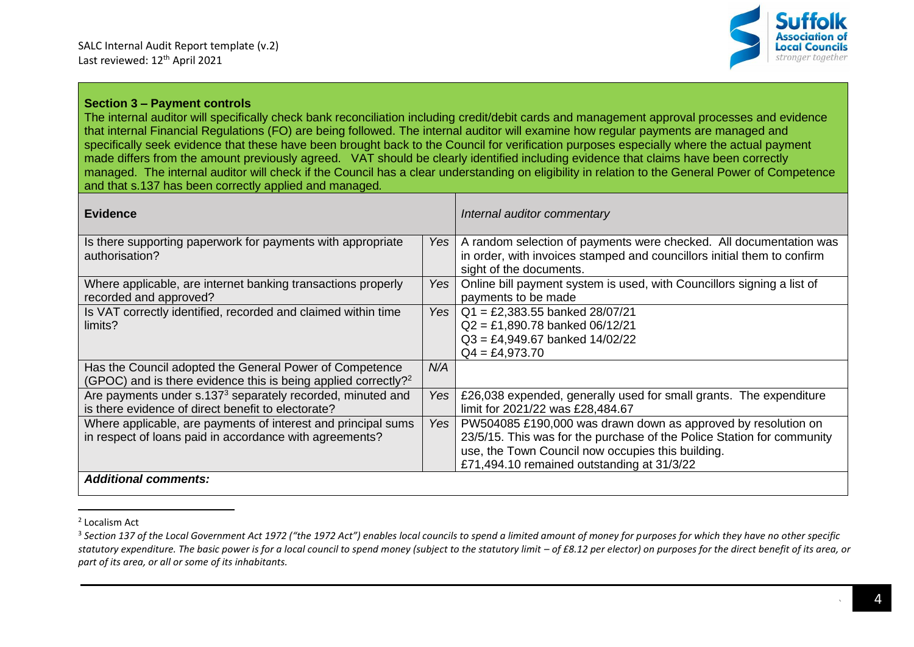**Section 3 – Payment controls**

The internal auditor will specifically check bank reconciliation including credit/debit cards and management approval processes and evidence that internal Financial Regulations (FO) are being followed. The internal auditor will examine how regular payments are managed and specifically seek evidence that these have been brought back to the Council for verification purposes especially where the actual payment made differs from the amount previously agreed. VAT should be clearly identified including evidence that claims have been correctly managed. The internal auditor will check if the Council has a clear understanding on eligibility in relation to the General Power of Competence and that s.137 has been correctly applied and managed.

| **Evidence** | | *Internal auditor commentary* |
|---|---|---|
| Is there supporting paperwork for payments with appropriate authorisation? | *Yes* | A random selection of payments were checked. All documentation was in order, with invoices stamped and councillors initial them to confirm sight of the documents. |
| Where applicable, are internet banking transactions properly recorded and approved? | *Yes* | Online bill payment system is used, with Councillors signing a list of payments to be made |
| Is VAT correctly identified, recorded and claimed within time limits? | *Yes* | Q1 = £2,383.55 banked 28/07/21<br>Q2 = £1,890.78 banked 06/12/21<br>Q3 = £4,949.67 banked 14/02/22<br>Q4 = £4,973.70 |
| Has the Council adopted the General Power of Competence (GPOC) and is there evidence this is being applied correctly?[2] | *N/A* | |
| Are payments under s.137[3] separately recorded, minuted and is there evidence of direct benefit to electorate? | *Yes* | £26,038 expended, generally used for small grants. The expenditure limit for 2021/22 was £28,484.67 |
| Where applicable, are payments of interest and principal sums in respect of loans paid in accordance with agreements? | *Yes* | PW504085 £190,000 was drawn down as approved by resolution on 23/5/15. This was for the purchase of the Police Station for community use, the Town Council now occupies this building.<br>£71,494.10 remained outstanding at 31/3/22 |
| ***Additional comments:*** | | |

[2] Localism Act

[3] *Section 137 of the Local Government Act 1972 ("the 1972 Act") enables local councils to spend a limited amount of money for purposes for which they have no other specific statutory expenditure. The basic power is for a local council to spend money (subject to the statutory limit – of £8.12 per elector) on purposes for the direct benefit of its area, or part of its area, or all or some of its inhabitants.*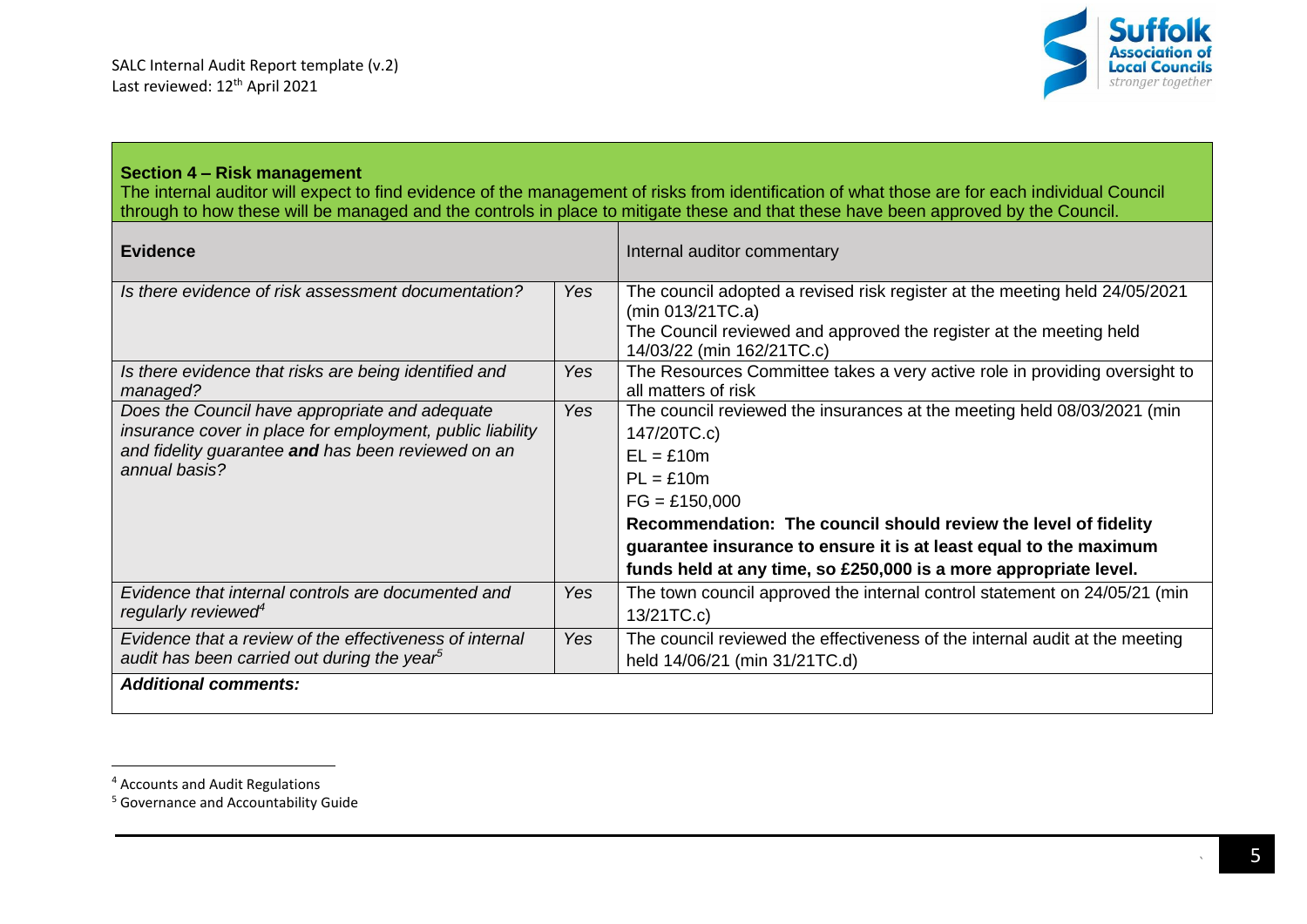| **Section 4 – Risk management**<br>The internal auditor will expect to find evidence of the management of risks from identification of what those are for each individual Council through to how these will be managed and the controls in place to mitigate these and that these have been approved by the Council. | | |
|---|---|---|
| **Evidence** | | Internal auditor commentary |
| *Is there evidence of risk assessment documentation?* | *Yes* | The council adopted a revised risk register at the meeting held 24/05/2021 (min 013/21TC.a)<br>The Council reviewed and approved the register at the meeting held 14/03/22 (min 162/21TC.c) |
| *Is there evidence that risks are being identified and managed?* | *Yes* | The Resources Committee takes a very active role in providing oversight to all matters of risk |
| *Does the Council have appropriate and adequate insurance cover in place for employment, public liability and fidelity guarantee **and** has been reviewed on an annual basis?* | *Yes* | The council reviewed the insurances at the meeting held 08/03/2021 (min 147/20TC.c)<br>EL = £10m<br>PL = £10m<br>FG = £150,000<br>**Recommendation: The council should review the level of fidelity guarantee insurance to ensure it is at least equal to the maximum funds held at any time, so £250,000 is a more appropriate level.** |
| *Evidence that internal controls are documented and regularly reviewed[4]* | *Yes* | The town council approved the internal control statement on 24/05/21 (min 13/21TC.c) |
| *Evidence that a review of the effectiveness of internal audit has been carried out during the year[5]* | *Yes* | The council reviewed the effectiveness of the internal audit at the meeting held 14/06/21 (min 31/21TC.d) |
| ***Additional comments:*** | | |

[4] Accounts and Audit Regulations
[5] Governance and Accountability Guide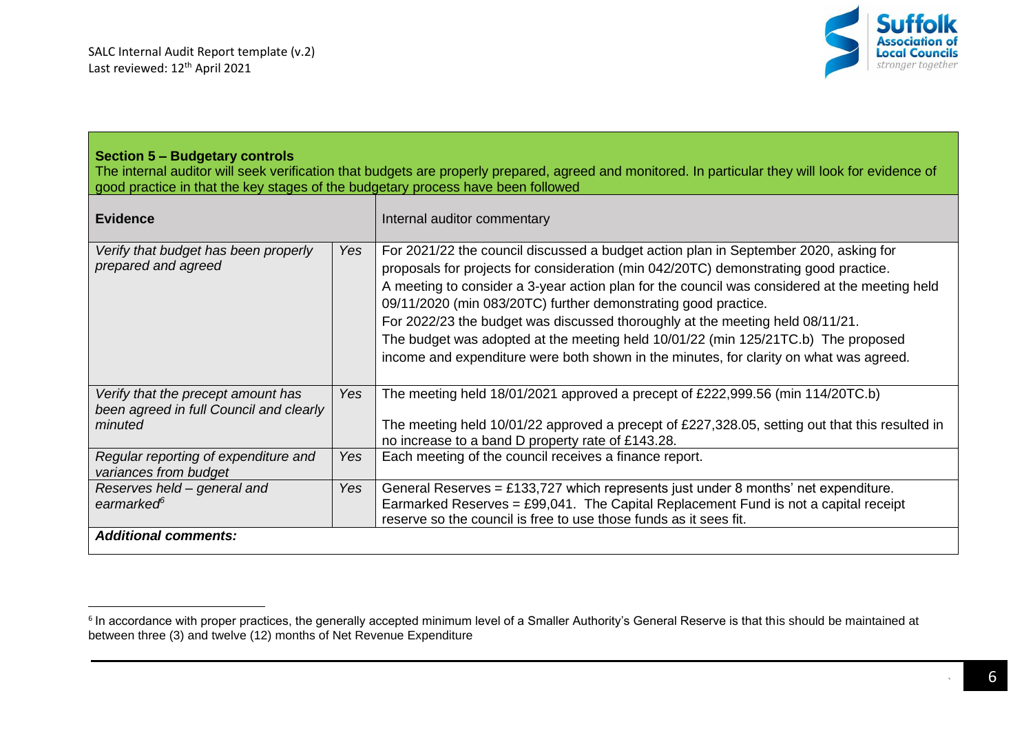**Section 5 – Budgetary controls**

The internal auditor will seek verification that budgets are properly prepared, agreed and monitored. In particular they will look for evidence of good practice in that the key stages of the budgetary process have been followed

| **Evidence** | | Internal auditor commentary |
|---|---|---|
| *Verify that budget has been properly prepared and agreed* | *Yes* | For 2021/22 the council discussed a budget action plan in September 2020, asking for proposals for projects for consideration (min 042/20TC) demonstrating good practice.<br>A meeting to consider a 3-year action plan for the council was considered at the meeting held 09/11/2020 (min 083/20TC) further demonstrating good practice.<br>For 2022/23 the budget was discussed thoroughly at the meeting held 08/11/21.<br>The budget was adopted at the meeting held 10/01/22 (min 125/21TC.b) The proposed income and expenditure were both shown in the minutes, for clarity on what was agreed. |
| *Verify that the precept amount has been agreed in full Council and clearly minuted* | *Yes* | The meeting held 18/01/2021 approved a precept of £222,999.56 (min 114/20TC.b)<br><br>The meeting held 10/01/22 approved a precept of £227,328.05, setting out that this resulted in no increase to a band D property rate of £143.28. |
| *Regular reporting of expenditure and variances from budget* | *Yes* | Each meeting of the council receives a finance report. |
| *Reserves held – general and earmarked*[6] | *Yes* | General Reserves = £133,727 which represents just under 8 months' net expenditure.<br>Earmarked Reserves = £99,041. The Capital Replacement Fund is not a capital receipt reserve so the council is free to use those funds as it sees fit. |
| ***Additional comments:*** | | |

[6] In accordance with proper practices, the generally accepted minimum level of a Smaller Authority's General Reserve is that this should be maintained at between three (3) and twelve (12) months of Net Revenue Expenditure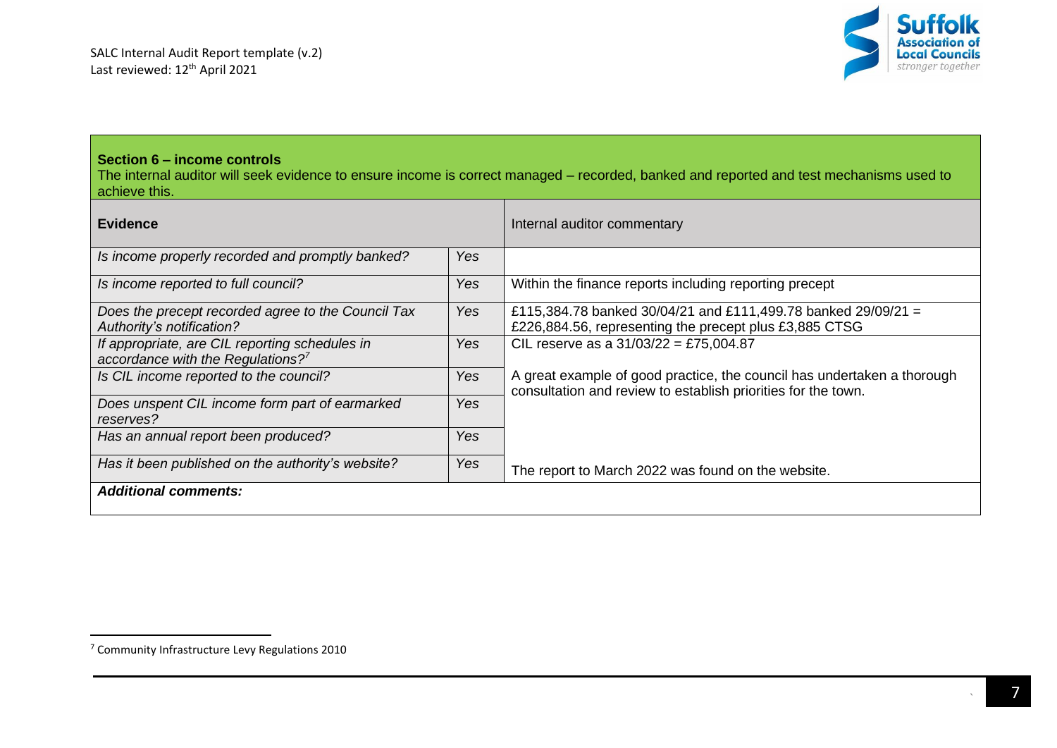**Section 6 – income controls**

The internal auditor will seek evidence to ensure income is correct managed – recorded, banked and reported and test mechanisms used to achieve this.

| Evidence | | Internal auditor commentary |
|---|---|---|
| *Is income properly recorded and promptly banked?* | *Yes* | |
| *Is income reported to full council?* | *Yes* | Within the finance reports including reporting precept |
| *Does the precept recorded agree to the Council Tax Authority's notification?* | *Yes* | £115,384.78 banked 30/04/21 and £111,499.78 banked 29/09/21 = £226,884.56, representing the precept plus £3,885 CTSG |
| *If appropriate, are CIL reporting schedules in accordance with the Regulations?*[7] | *Yes* | CIL reserve as a 31/03/22 = £75,004.87 |
| *Is CIL income reported to the council?* | *Yes* | A great example of good practice, the council has undertaken a thorough consultation and review to establish priorities for the town. |
| *Does unspent CIL income form part of earmarked reserves?* | *Yes* | |
| *Has an annual report been produced?* | *Yes* | |
| *Has it been published on the authority's website?* | *Yes* | The report to March 2022 was found on the website. |

***Additional comments:***

[7] Community Infrastructure Levy Regulations 2010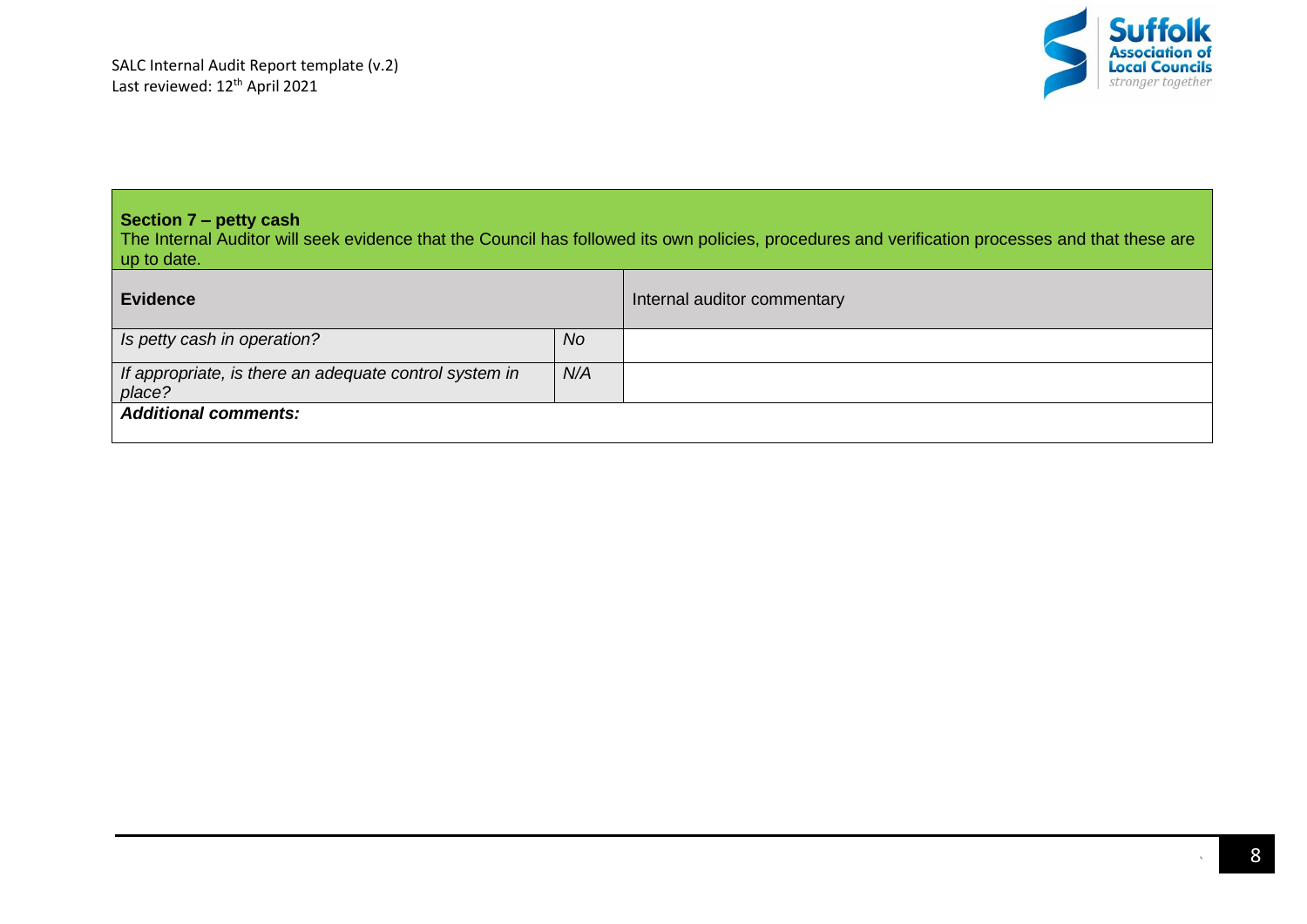**Section 7 – petty cash**
The Internal Auditor will seek evidence that the Council has followed its own policies, procedures and verification processes and that these are up to date.

| **Evidence** | | Internal auditor commentary |
|---|---|---|
| *Is petty cash in operation?* | *No* | |
| *If appropriate, is there an adequate control system in place?* | *N/A* | |
| ***Additional comments:*** | | |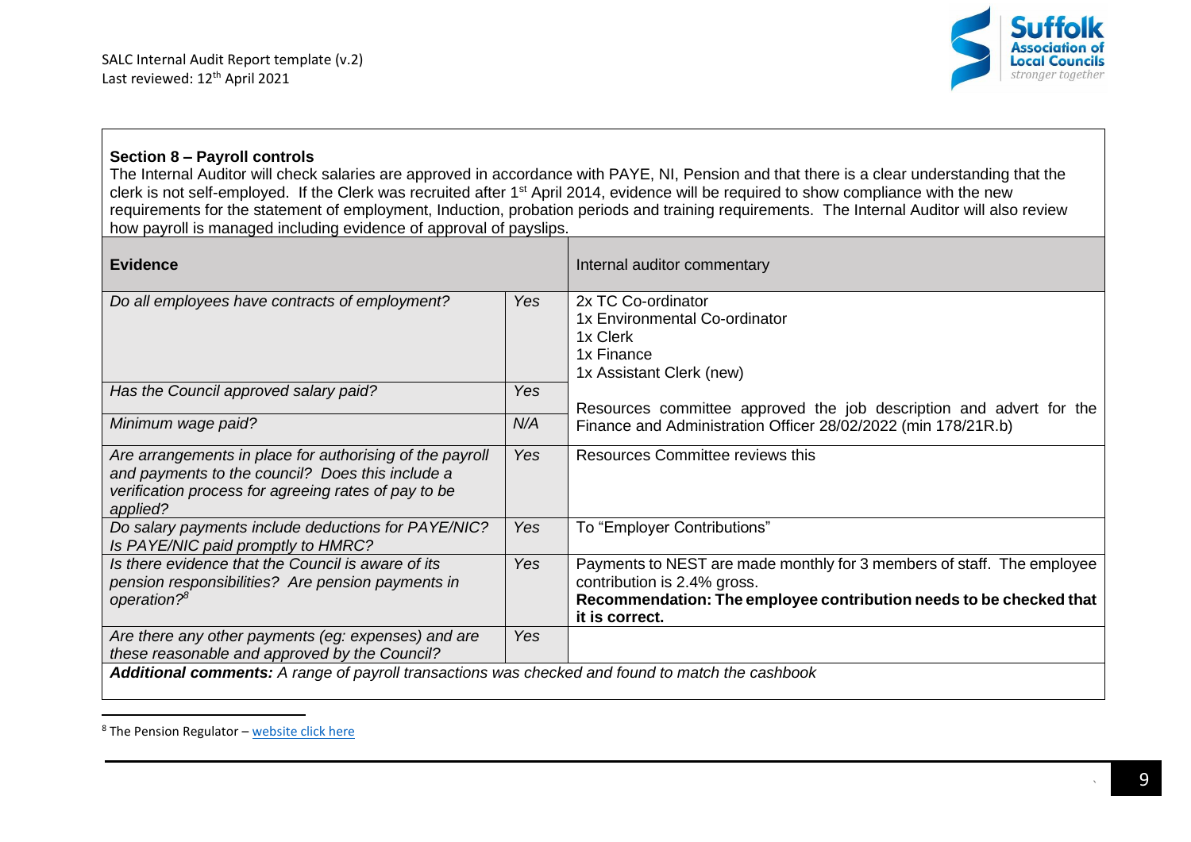## Section 8 – Payroll controls

The Internal Auditor will check salaries are approved in accordance with PAYE, NI, Pension and that there is a clear understanding that the clerk is not self-employed. If the Clerk was recruited after 1st April 2014, evidence will be required to show compliance with the new requirements for the statement of employment, Induction, probation periods and training requirements. The Internal Auditor will also review how payroll is managed including evidence of approval of payslips.

| **Evidence** | | Internal auditor commentary |
|---|---|---|
| *Do all employees have contracts of employment?* | *Yes* | 2x TC Co-ordinator<br>1x Environmental Co-ordinator<br>1x Clerk<br>1x Finance<br>1x Assistant Clerk (new) |
| *Has the Council approved salary paid?* | *Yes* | Resources committee approved the job description and advert for the Finance and Administration Officer 28/02/2022 (min 178/21R.b) |
| *Minimum wage paid?* | *N/A* | |
| *Are arrangements in place for authorising of the payroll and payments to the council? Does this include a verification process for agreeing rates of pay to be applied?* | *Yes* | Resources Committee reviews this |
| *Do salary payments include deductions for PAYE/NIC? Is PAYE/NIC paid promptly to HMRC?* | *Yes* | To "Employer Contributions" |
| *Is there evidence that the Council is aware of its pension responsibilities? Are pension payments in operation?*[8] | *Yes* | Payments to NEST are made monthly for 3 members of staff. The employee contribution is 2.4% gross.<br>**Recommendation: The employee contribution needs to be checked that it is correct.** |
| *Are there any other payments (eg: expenses) and are these reasonable and approved by the Council?* | *Yes* | |
| ***Additional comments:*** *A range of payroll transactions was checked and found to match the cashbook* | | |

[8] The Pension Regulator – website click here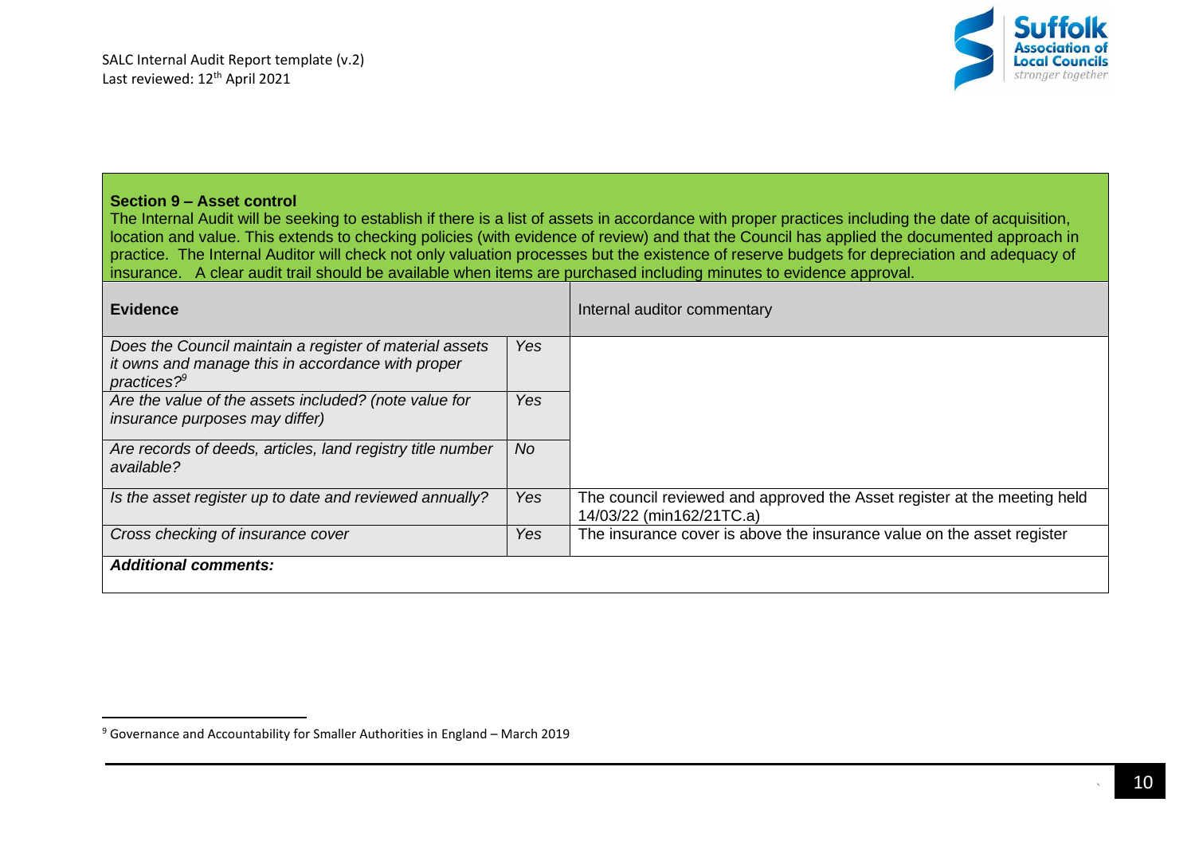## Section 9 – Asset control

The Internal Audit will be seeking to establish if there is a list of assets in accordance with proper practices including the date of acquisition, location and value. This extends to checking policies (with evidence of review) and that the Council has applied the documented approach in practice. The Internal Auditor will check not only valuation processes but the existence of reserve budgets for depreciation and adequacy of insurance. A clear audit trail should be available when items are purchased including minutes to evidence approval.

| **Evidence** | | Internal auditor commentary |
|---|---|---|
| *Does the Council maintain a register of material assets it owns and manage this in accordance with proper practices?*[9] | *Yes* | |
| *Are the value of the assets included? (note value for insurance purposes may differ)* | *Yes* | |
| *Are records of deeds, articles, land registry title number available?* | *No* | |
| *Is the asset register up to date and reviewed annually?* | *Yes* | The council reviewed and approved the Asset register at the meeting held 14/03/22 (min162/21TC.a) |
| *Cross checking of insurance cover* | *Yes* | The insurance cover is above the insurance value on the asset register |
| ***Additional comments:*** | | |

[9] Governance and Accountability for Smaller Authorities in England – March 2019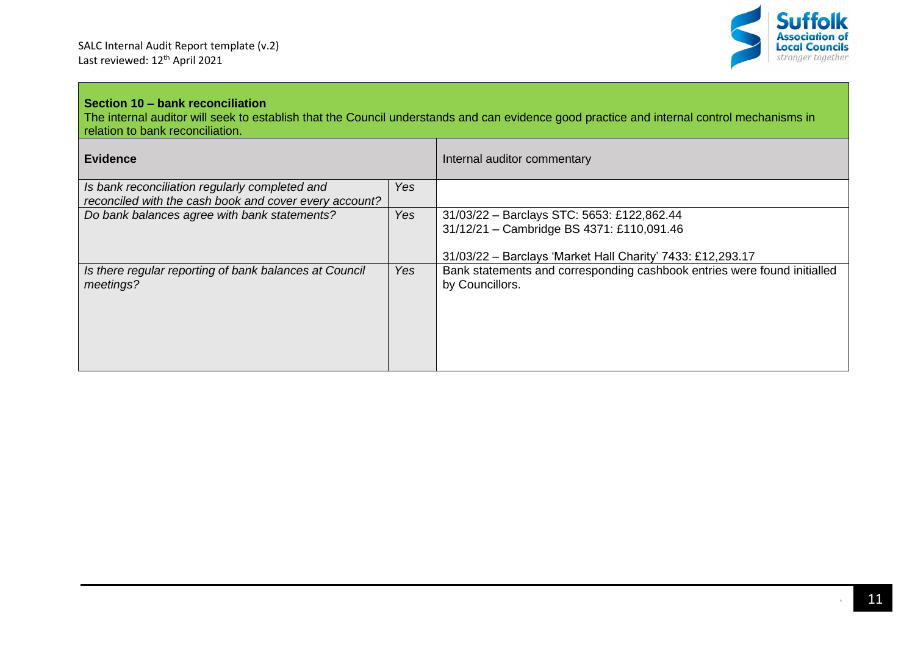**Section 10 – bank reconciliation**

The internal auditor will seek to establish that the Council understands and can evidence good practice and internal control mechanisms in relation to bank reconciliation.

| **Evidence** | | Internal auditor commentary |
|---|---|---|
| *Is bank reconciliation regularly completed and reconciled with the cash book and cover every account?* | *Yes* | |
| *Do bank balances agree with bank statements?* | *Yes* | 31/03/22 – Barclays STC: 5653: £122,862.44<br>31/12/21 – Cambridge BS 4371: £110,091.46<br><br>31/03/22 – Barclays 'Market Hall Charity' 7433: £12,293.17 |
| *Is there regular reporting of bank balances at Council meetings?* | *Yes* | Bank statements and corresponding cashbook entries were found initialled by Councillors. |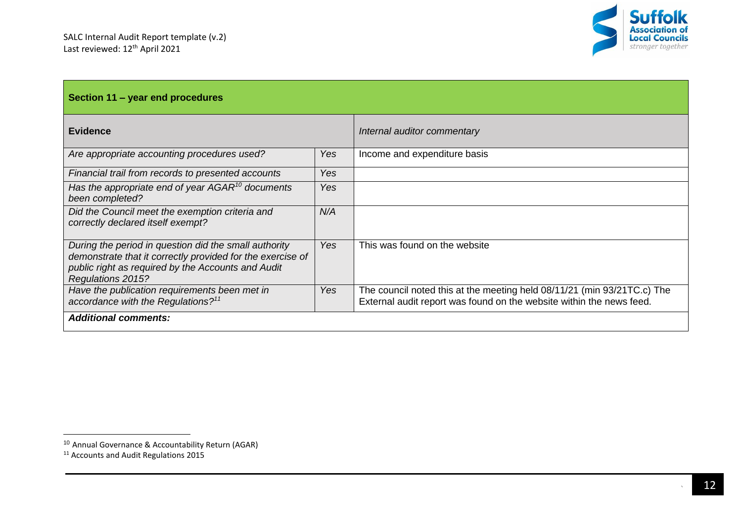| Section 11 – year end procedures | | |
|---|---|---|
| **Evidence** | | *Internal auditor commentary* |
| *Are appropriate accounting procedures used?* | *Yes* | Income and expenditure basis |
| *Financial trail from records to presented accounts* | *Yes* | |
| *Has the appropriate end of year AGAR[10] documents been completed?* | *Yes* | |
| *Did the Council meet the exemption criteria and correctly declared itself exempt?* | *N/A* | |
| *During the period in question did the small authority demonstrate that it correctly provided for the exercise of public right as required by the Accounts and Audit Regulations 2015?* | *Yes* | This was found on the website |
| *Have the publication requirements been met in accordance with the Regulations?[11]* | *Yes* | The council noted this at the meeting held 08/11/21 (min 93/21TC.c) The External audit report was found on the website within the news feed. |
| ***Additional comments:*** | | |

[10] Annual Governance & Accountability Return (AGAR)

[11] Accounts and Audit Regulations 2015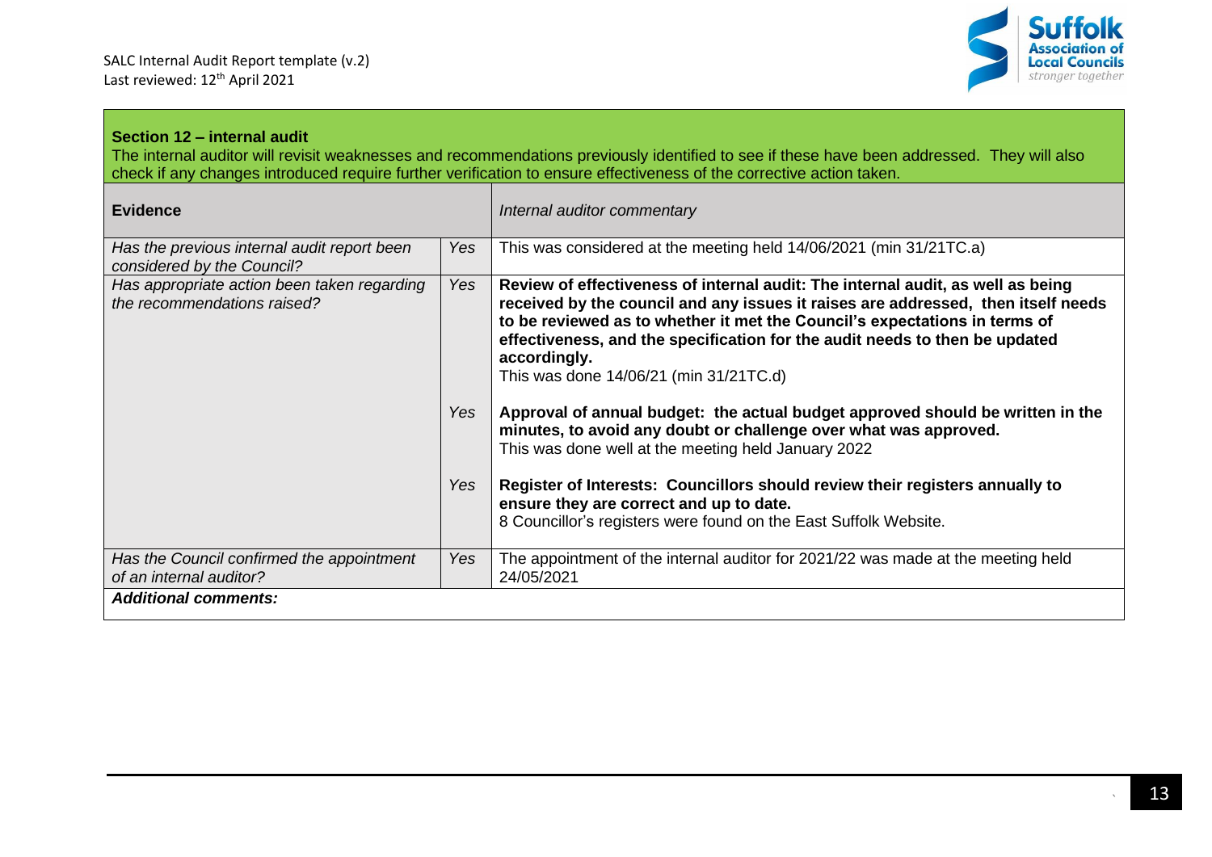## Section 12 – internal audit

The internal auditor will revisit weaknesses and recommendations previously identified to see if these have been addressed. They will also check if any changes introduced require further verification to ensure effectiveness of the corrective action taken.

| **Evidence** | | *Internal auditor commentary* |
|---|---|---|
| *Has the previous internal audit report been considered by the Council?* | *Yes* | This was considered at the meeting held 14/06/2021 (min 31/21TC.a) |
| *Has appropriate action been taken regarding the recommendations raised?* | *Yes* | **Review of effectiveness of internal audit: The internal audit, as well as being received by the council and any issues it raises are addressed, then itself needs to be reviewed as to whether it met the Council's expectations in terms of effectiveness, and the specification for the audit needs to then be updated accordingly.** This was done 14/06/21 (min 31/21TC.d) |
| | *Yes* | **Approval of annual budget: the actual budget approved should be written in the minutes, to avoid any doubt or challenge over what was approved.** This was done well at the meeting held January 2022 |
| | *Yes* | **Register of Interests: Councillors should review their registers annually to ensure they are correct and up to date.** 8 Councillor's registers were found on the East Suffolk Website. |
| *Has the Council confirmed the appointment of an internal auditor?* | *Yes* | The appointment of the internal auditor for 2021/22 was made at the meeting held 24/05/2021 |
| ***Additional comments:*** | | |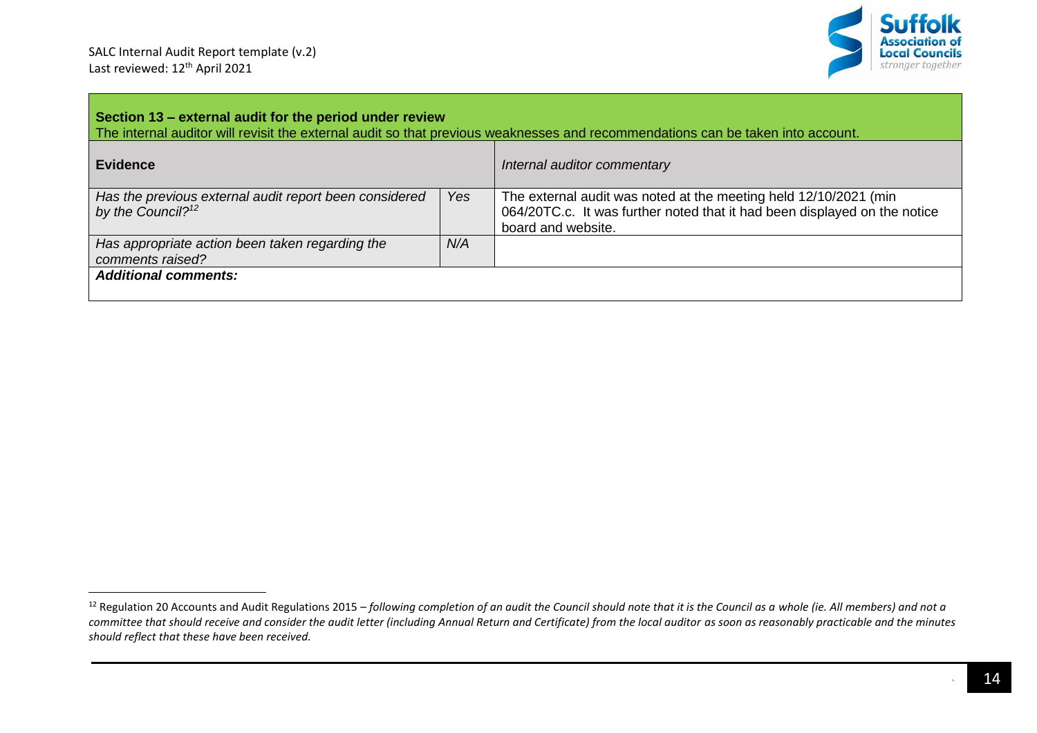**Section 13 – external audit for the period under review**
The internal auditor will revisit the external audit so that previous weaknesses and recommendations can be taken into account.

| **Evidence** | | *Internal auditor commentary* |
|---|---|---|
| *Has the previous external audit report been considered by the Council?*[12] | *Yes* | The external audit was noted at the meeting held 12/10/2021 (min 064/20TC.c. It was further noted that it had been displayed on the notice board and website. |
| *Has appropriate action been taken regarding the comments raised?* | *N/A* | |
| ***Additional comments:*** | | |

[12] Regulation 20 Accounts and Audit Regulations 2015 – *following completion of an audit the Council should note that it is the Council as a whole (ie. All members) and not a committee that should receive and consider the audit letter (including Annual Return and Certificate) from the local auditor as soon as reasonably practicable and the minutes should reflect that these have been received.*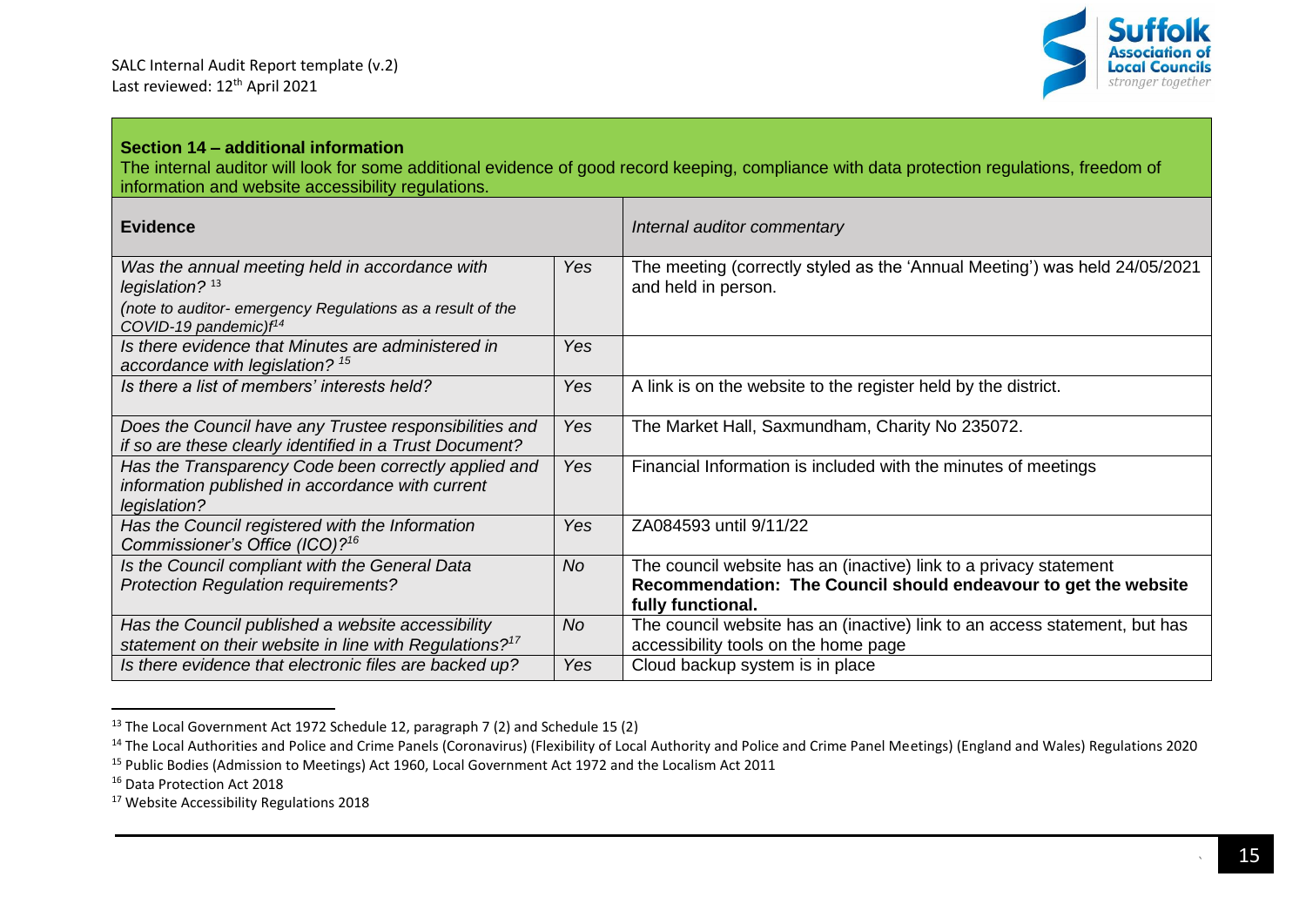### Section 14 – additional information

The internal auditor will look for some additional evidence of good record keeping, compliance with data protection regulations, freedom of information and website accessibility regulations.

| **Evidence** | | *Internal auditor commentary* |
|---|---|---|
| *Was the annual meeting held in accordance with legislation?* [13] *(note to auditor- emergency Regulations as a result of the COVID-19 pandemic)f* [14] | *Yes* | The meeting (correctly styled as the 'Annual Meeting') was held 24/05/2021 and held in person. |
| *Is there evidence that Minutes are administered in accordance with legislation?* [15] | *Yes* | |
| *Is there a list of members' interests held?* | *Yes* | A link is on the website to the register held by the district. |
| *Does the Council have any Trustee responsibilities and if so are these clearly identified in a Trust Document?* | *Yes* | The Market Hall, Saxmundham, Charity No 235072. |
| *Has the Transparency Code been correctly applied and information published in accordance with current legislation?* | *Yes* | Financial Information is included with the minutes of meetings |
| *Has the Council registered with the Information Commissioner's Office (ICO)?* [16] | *Yes* | ZA084593 until 9/11/22 |
| *Is the Council compliant with the General Data Protection Regulation requirements?* | *No* | The council website has an (inactive) link to a privacy statement **Recommendation: The Council should endeavour to get the website fully functional.** |
| *Has the Council published a website accessibility statement on their website in line with Regulations?* [17] | *No* | The council website has an (inactive) link to an access statement, but has accessibility tools on the home page |
| *Is there evidence that electronic files are backed up?* | *Yes* | Cloud backup system is in place |

[13] The Local Government Act 1972 Schedule 12, paragraph 7 (2) and Schedule 15 (2)

[14] The Local Authorities and Police and Crime Panels (Coronavirus) (Flexibility of Local Authority and Police and Crime Panel Meetings) (England and Wales) Regulations 2020

[15] Public Bodies (Admission to Meetings) Act 1960, Local Government Act 1972 and the Localism Act 2011

[16] Data Protection Act 2018

[17] Website Accessibility Regulations 2018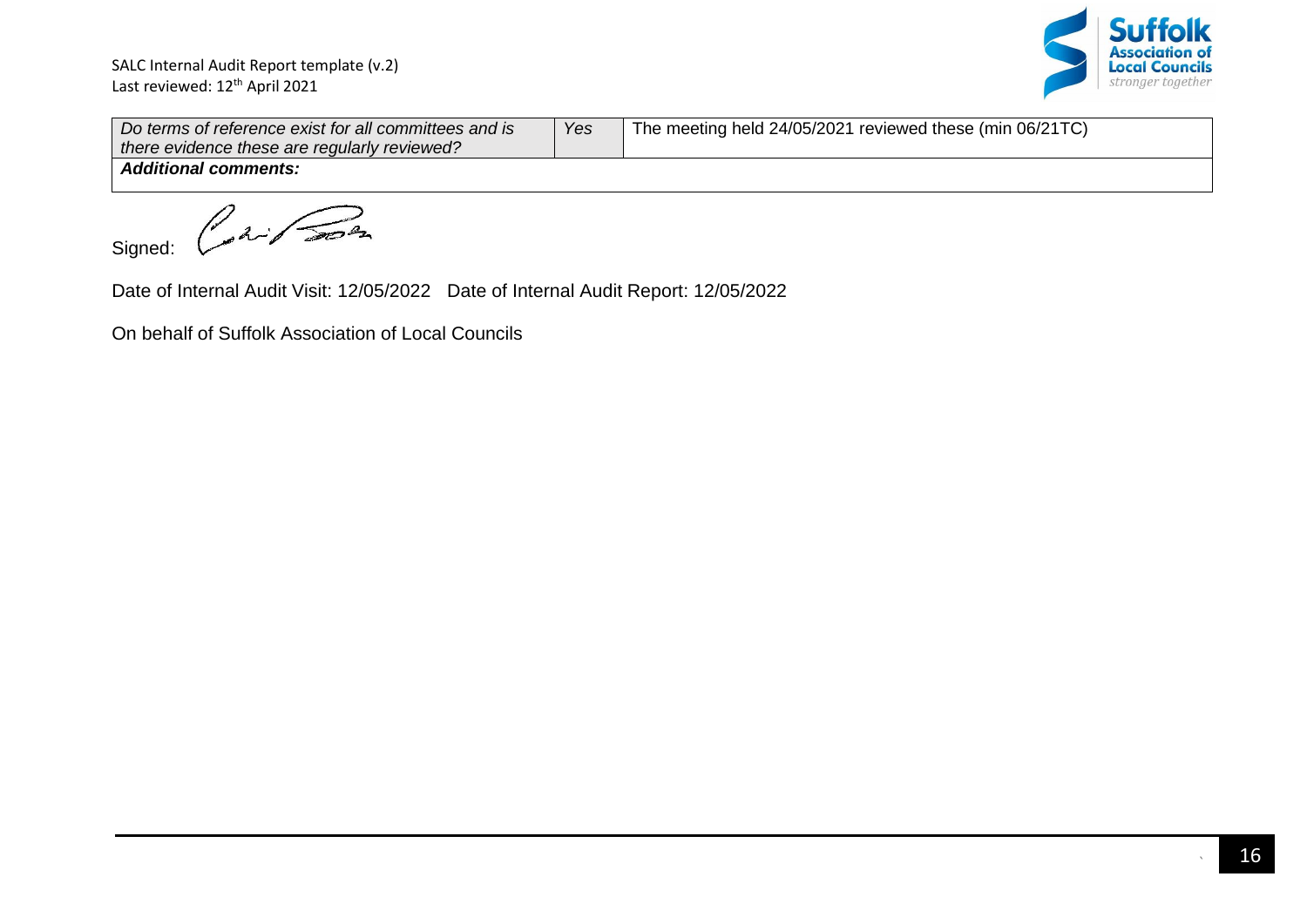| | | |
|---|---|---|
| *Do terms of reference exist for all committees and is there evidence these are regularly reviewed?* | *Yes* | The meeting held 24/05/2021 reviewed these (min 06/21TC) |
| ***Additional comments:*** | | |

Signed:

Date of Internal Audit Visit: 12/05/2022 Date of Internal Audit Report: 12/05/2022

On behalf of Suffolk Association of Local Councils